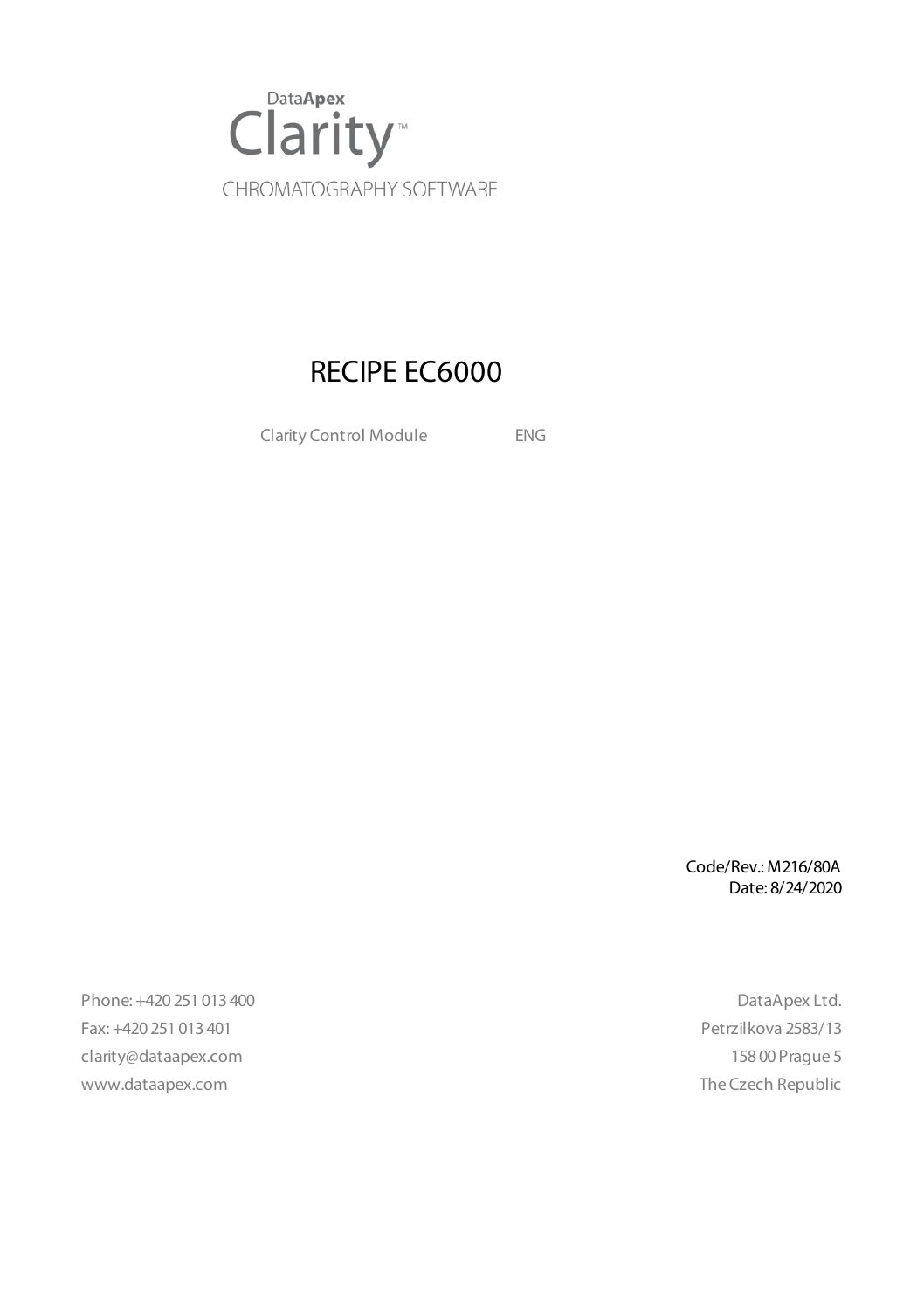DataApex

Clarity™

CHROMATOGRAPHY SOFTWARE

# RECIPE EC6000

Clarity Control Module ENG

Code/Rev.: M216/80A
Date: 8/24/2020

Phone: +420 251 013 400
Fax: +420 251 013 401
clarity@dataapex.com
www.dataapex.com

DataApex Ltd.
Petrzilkova 2583/13
158 00 Prague 5
The Czech Republic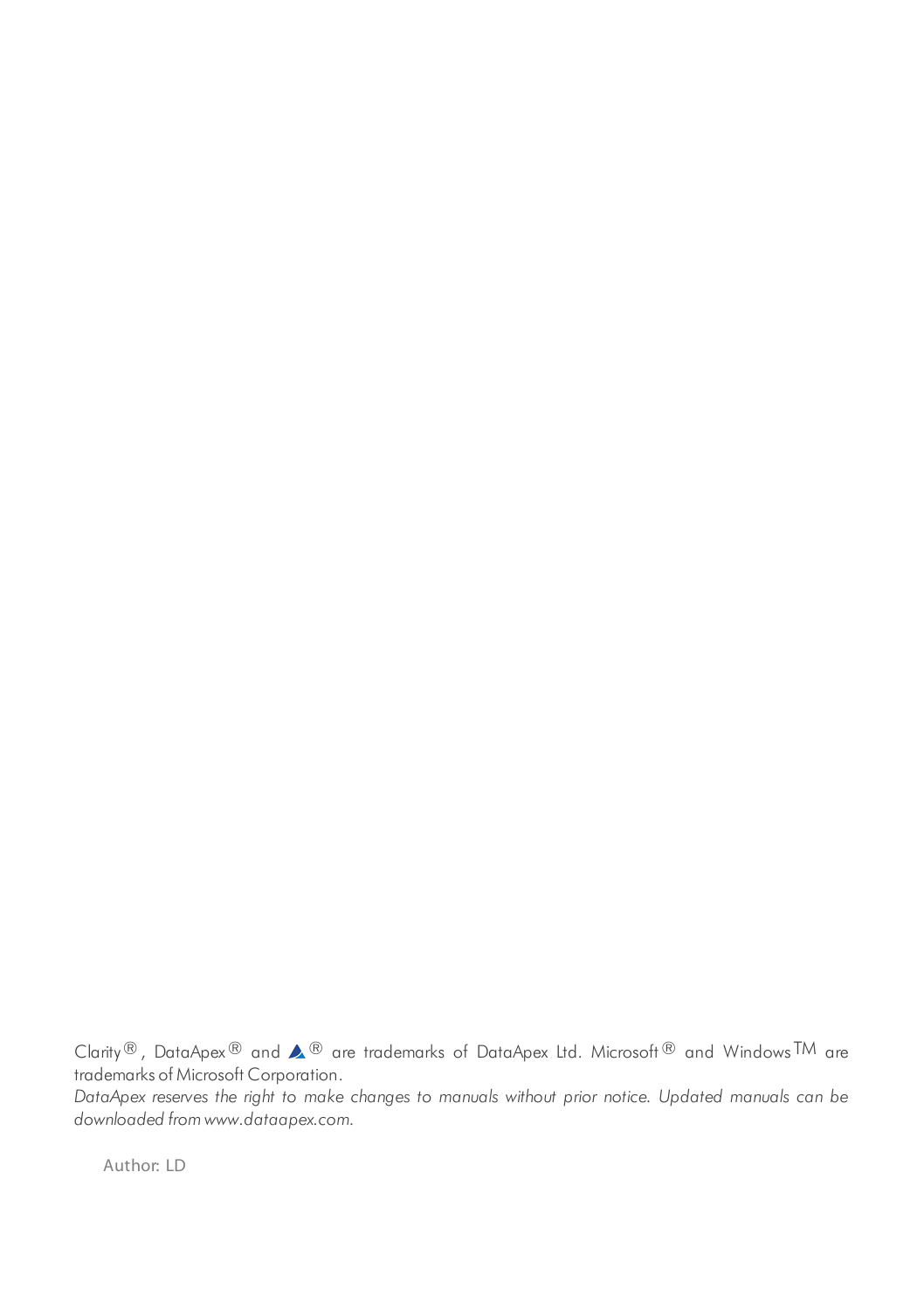Clarity®, DataApex® and ▲® are trademarks of DataApex Ltd. Microsoft® and Windows™ are trademarks of Microsoft Corporation.

*DataApex reserves the right to make changes to manuals without prior notice. Updated manuals can be downloaded from www.dataapex.com.*

Author: LD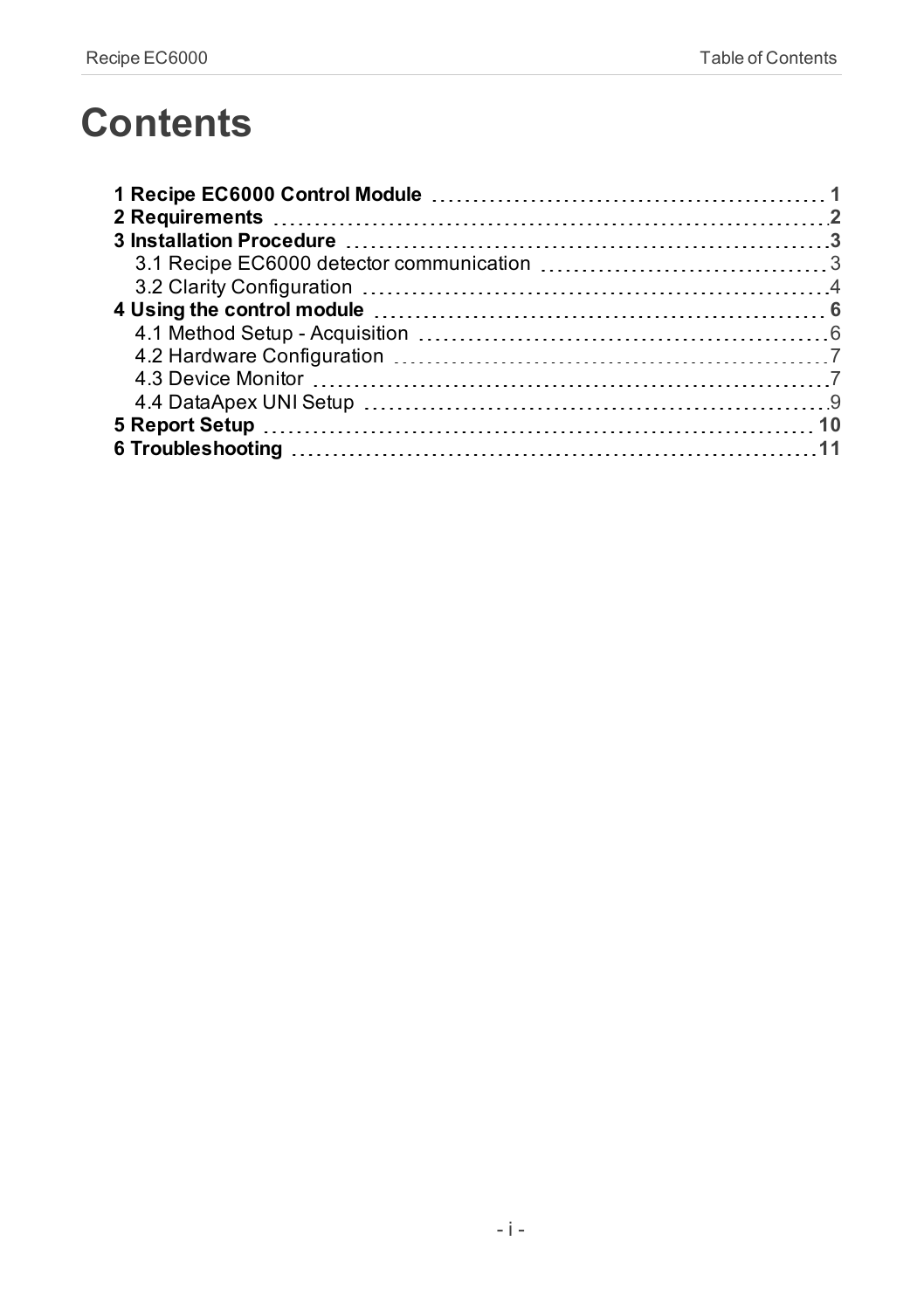# Contents

**1 Recipe EC6000 Control Module** .......... **1**
**2 Requirements** .......... **2**
**3 Installation Procedure** .......... **3**
  3.1 Recipe EC6000 detector communication .......... 3
  3.2 Clarity Configuration .......... 4
**4 Using the control module** .......... **6**
  4.1 Method Setup - Acquisition .......... 6
  4.2 Hardware Configuration .......... 7
  4.3 Device Monitor .......... 7
  4.4 DataApex UNI Setup .......... 9
**5 Report Setup** .......... **10**
**6 Troubleshooting** .......... **11**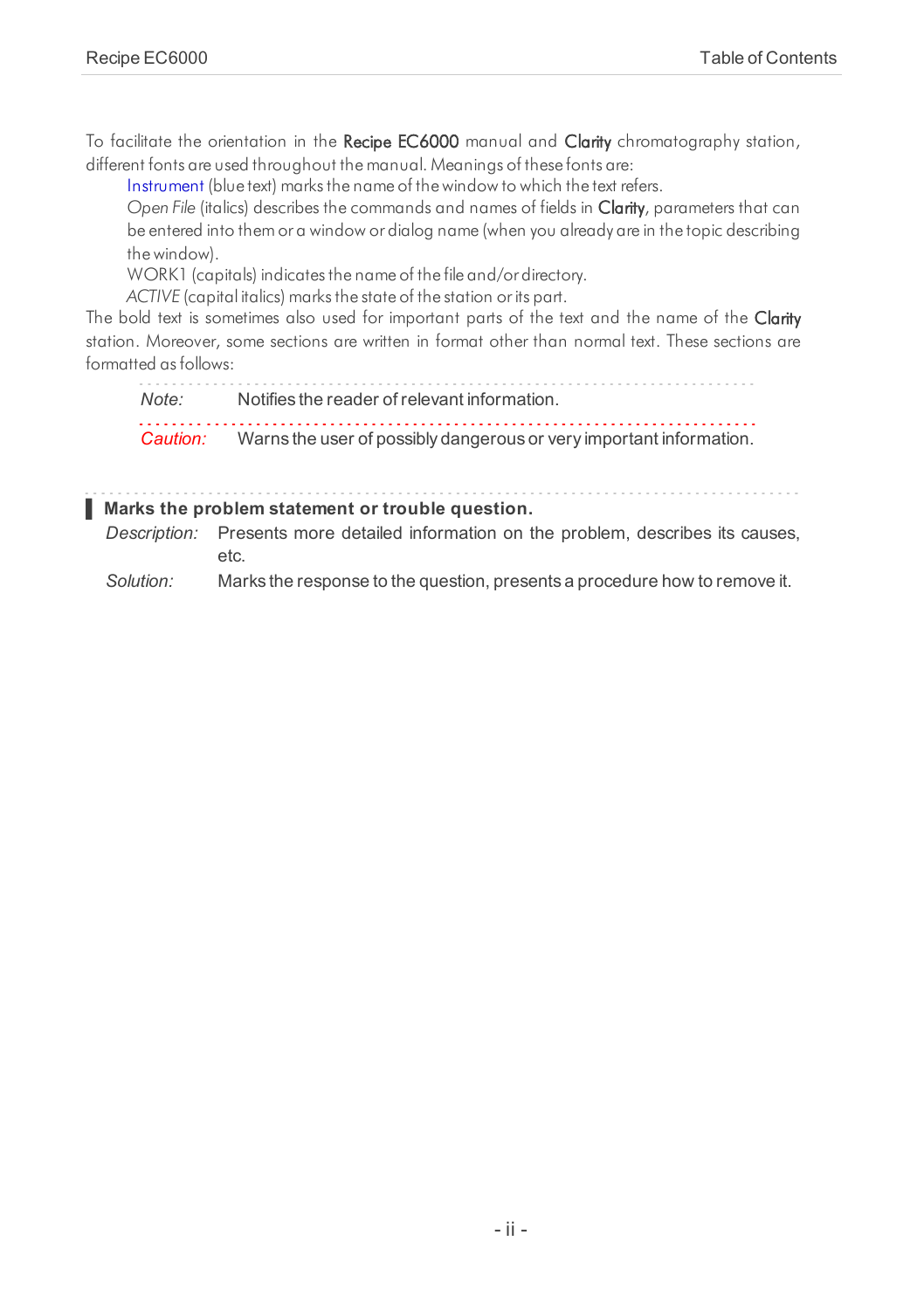To facilitate the orientation in the **Recipe EC6000** manual and **Clarity** chromatography station, different fonts are used throughout the manual. Meanings of these fonts are:

Instrument (blue text) marks the name of the window to which the text refers.

*Open File* (italics) describes the commands and names of fields in **Clarity**, parameters that can be entered into them or a window or dialog name (when you already are in the topic describing the window).

WORK1 (capitals) indicates the name of the file and/or directory.

*ACTIVE* (capital italics) marks the state of the station or its part.

The bold text is sometimes also used for important parts of the text and the name of the **Clarity** station. Moreover, some sections are written in format other than normal text. These sections are formatted as follows:

*Note:* Notifies the reader of relevant information.

*Caution:* Warns the user of possibly dangerous or very important information.

**Marks the problem statement or trouble question.**

*Description:* Presents more detailed information on the problem, describes its causes, etc.

*Solution:* Marks the response to the question, presents a procedure how to remove it.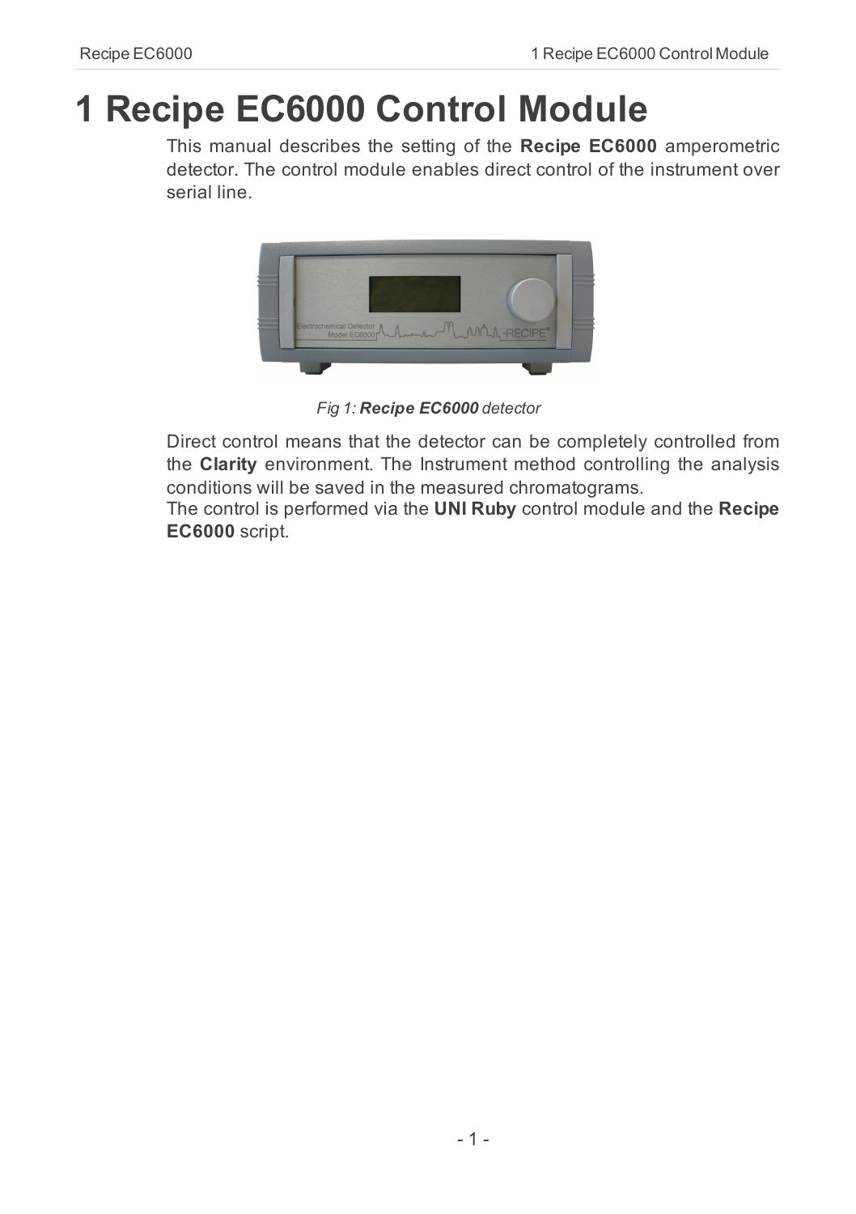# 1 Recipe EC6000 Control Module

This manual describes the setting of the **Recipe EC6000** amperometric detector. The control module enables direct control of the instrument over serial line.

*Fig 1: **Recipe EC6000** detector*

Direct control means that the detector can be completely controlled from the **Clarity** environment. The Instrument method controlling the analysis conditions will be saved in the measured chromatograms.
The control is performed via the **UNI Ruby** control module and the **Recipe EC6000** script.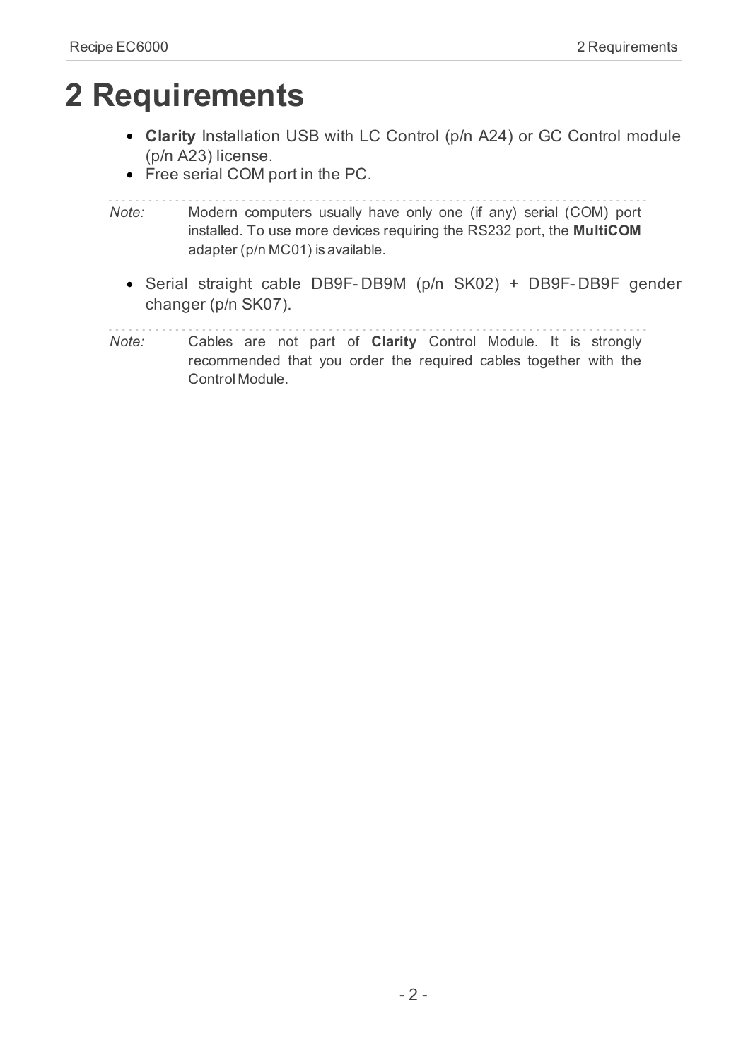# 2 Requirements

- **Clarity** Installation USB with LC Control (p/n A24) or GC Control module (p/n A23) license.
- Free serial COM port in the PC.

*Note:* Modern computers usually have only one (if any) serial (COM) port installed. To use more devices requiring the RS232 port, the **MultiCOM** adapter (p/n MC01) is available.

- Serial straight cable DB9F-DB9M (p/n SK02) + DB9F-DB9F gender changer (p/n SK07).

*Note:* Cables are not part of **Clarity** Control Module. It is strongly recommended that you order the required cables together with the Control Module.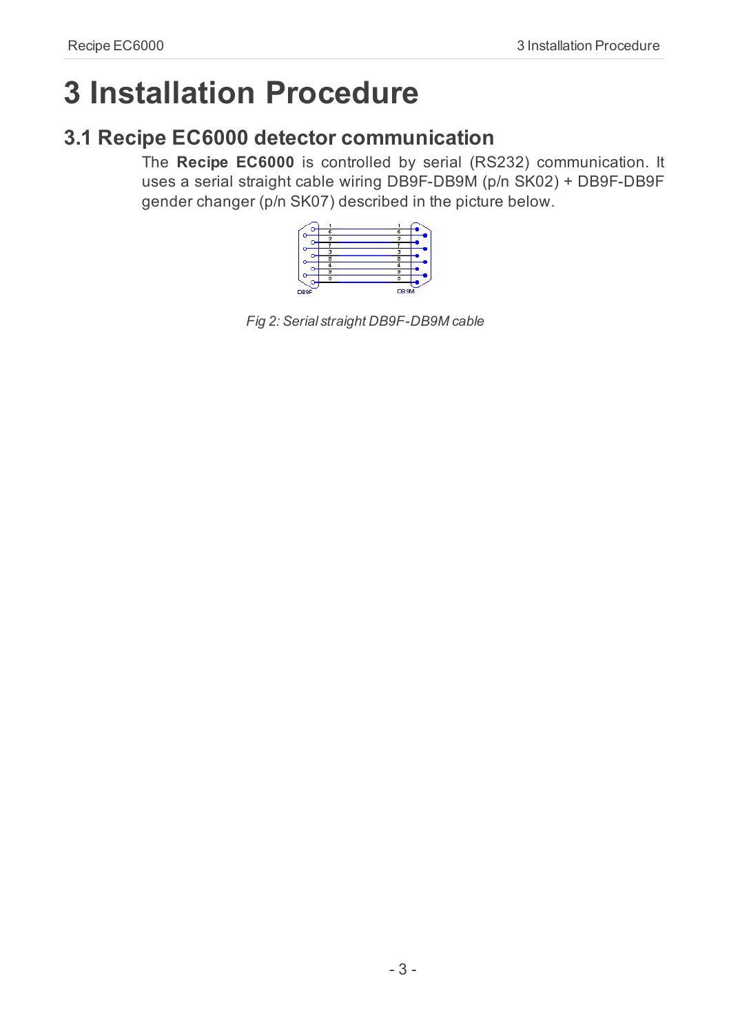# 3 Installation Procedure

## 3.1 Recipe EC6000 detector communication

The **Recipe EC6000** is controlled by serial (RS232) communication. It uses a serial straight cable wiring DB9F-DB9M (p/n SK02) + DB9F-DB9F gender changer (p/n SK07) described in the picture below.

*Fig 2: Serial straight DB9F-DB9M cable*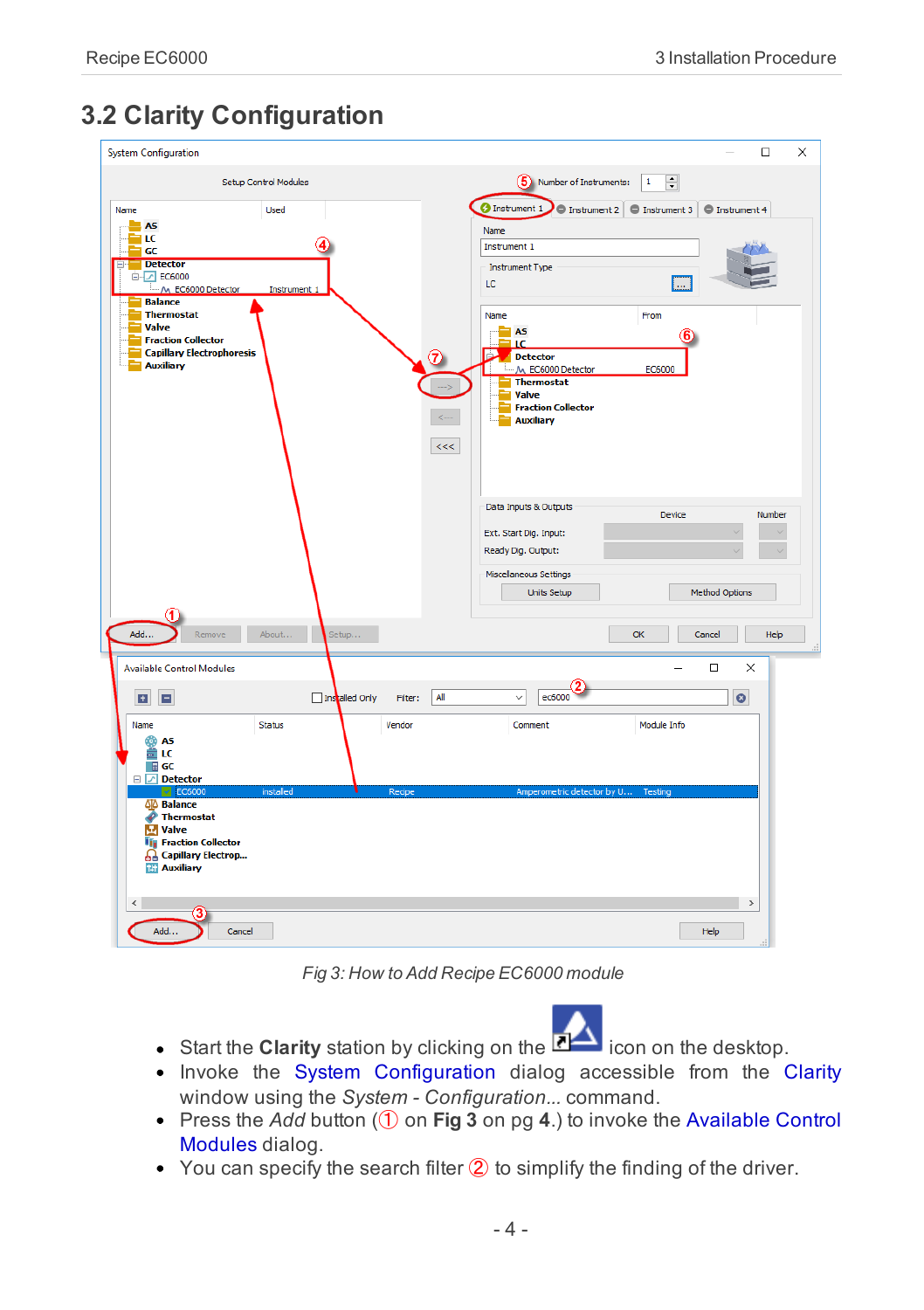## 3.2 Clarity Configuration

*Fig 3: How to Add Recipe EC6000 module*

- Start the **Clarity** station by clicking on the icon on the desktop.
- Invoke the System Configuration dialog accessible from the Clarity window using the *System - Configuration...* command.
- Press the *Add* button (① on **Fig 3** on pg **4**.) to invoke the Available Control Modules dialog.
- You can specify the search filter ② to simplify the finding of the driver.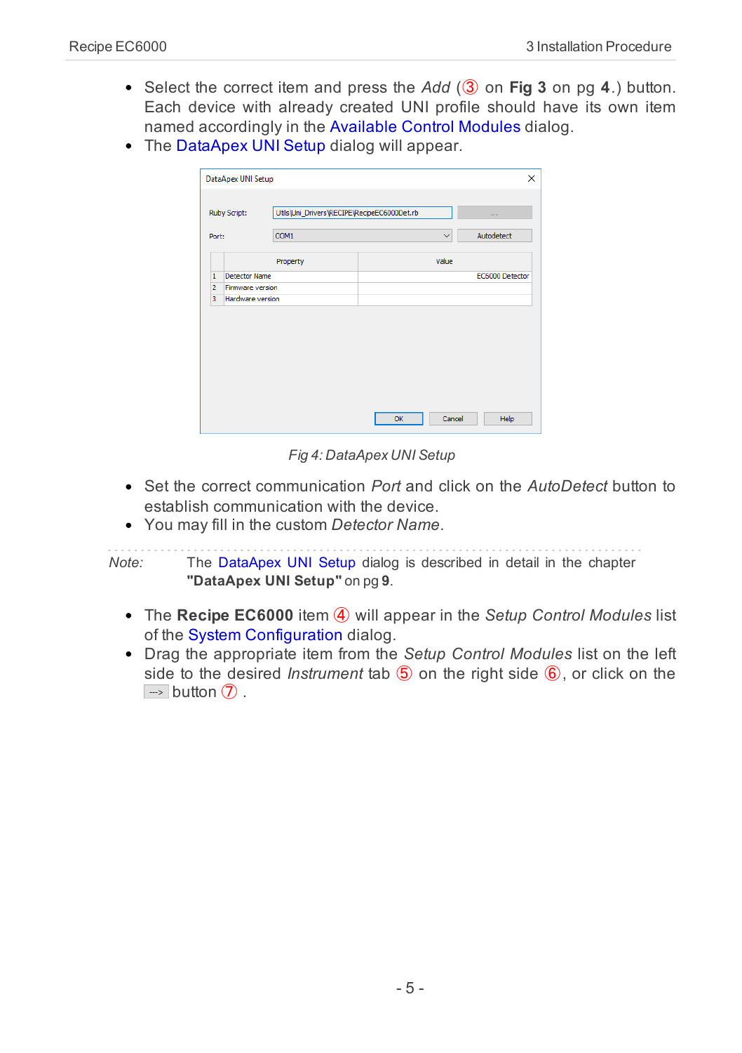- Select the correct item and press the *Add* (③ on **Fig 3** on pg **4**.) button. Each device with already created UNI profile should have its own item named accordingly in the Available Control Modules dialog.
- The DataApex UNI Setup dialog will appear.

*Fig 4: DataApex UNI Setup*

- Set the correct communication *Port* and click on the *AutoDetect* button to establish communication with the device.
- You may fill in the custom *Detector Name*.

*Note:* The DataApex UNI Setup dialog is described in detail in the chapter **"DataApex UNI Setup"** on pg **9**.

- The **Recipe EC6000** item ④ will appear in the *Setup Control Modules* list of the System Configuration dialog.
- Drag the appropriate item from the *Setup Control Modules* list on the left side to the desired *Instrument* tab ⑤ on the right side ⑥, or click on the ---> button ⑦ .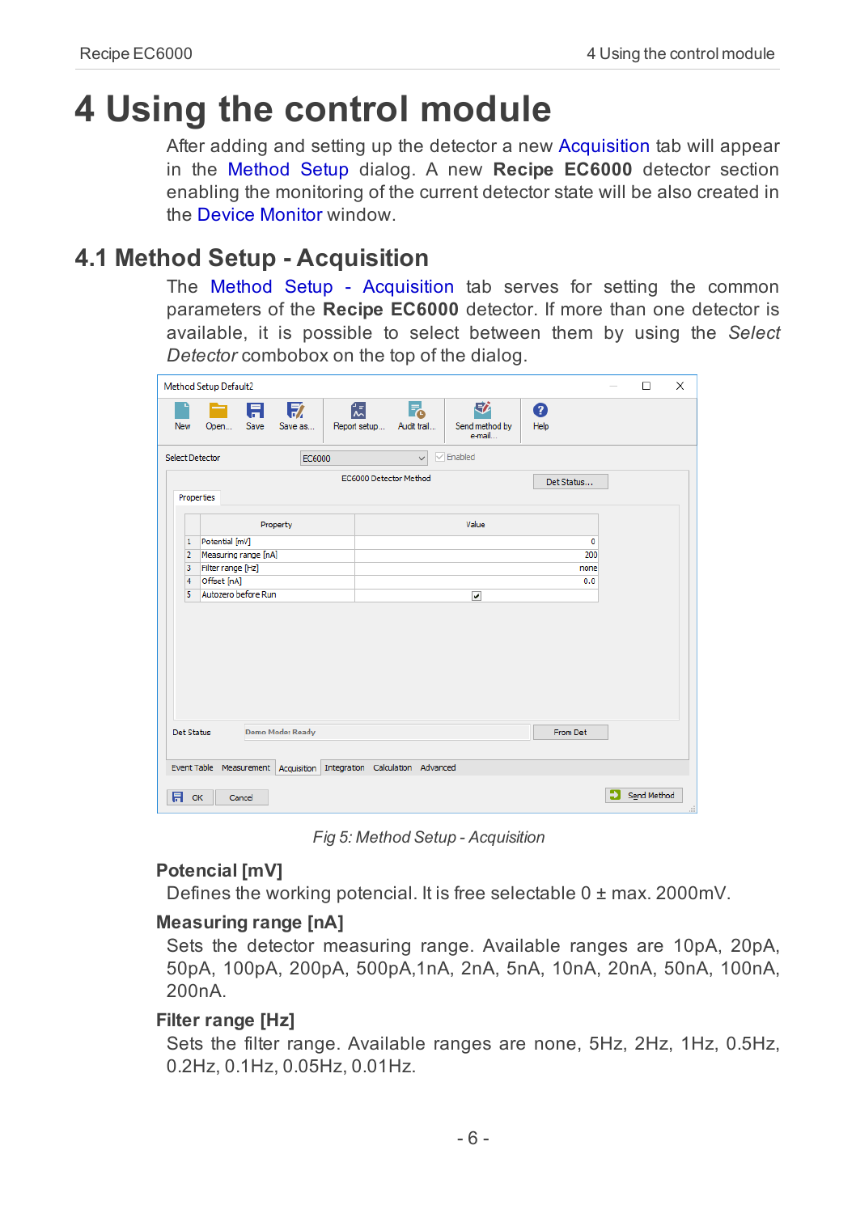# 4 Using the control module

After adding and setting up the detector a new Acquisition tab will appear in the Method Setup dialog. A new **Recipe EC6000** detector section enabling the monitoring of the current detector state will be also created in the Device Monitor window.

## 4.1 Method Setup - Acquisition

The Method Setup - Acquisition tab serves for setting the common parameters of the **Recipe EC6000** detector. If more than one detector is available, it is possible to select between them by using the *Select Detector* combobox on the top of the dialog.

*Fig 5: Method Setup - Acquisition*

### Potencial [mV]

Defines the working potencial. It is free selectable 0 ± max. 2000mV.

### Measuring range [nA]

Sets the detector measuring range. Available ranges are 10pA, 20pA, 50pA, 100pA, 200pA, 500pA,1nA, 2nA, 5nA, 10nA, 20nA, 50nA, 100nA, 200nA.

### Filter range [Hz]

Sets the filter range. Available ranges are none, 5Hz, 2Hz, 1Hz, 0.5Hz, 0.2Hz, 0.1Hz, 0.05Hz, 0.01Hz.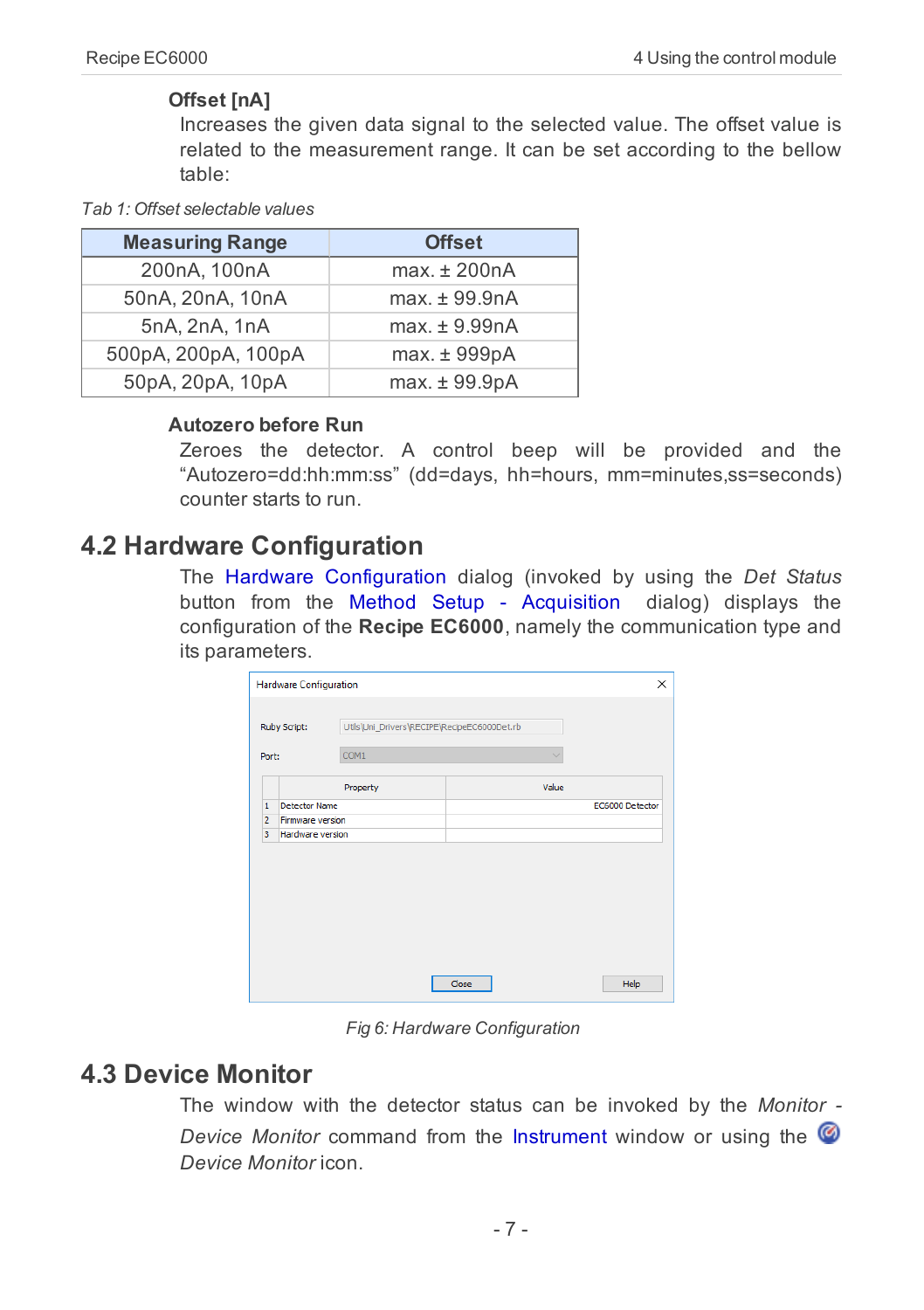**Offset [nA]**

Increases the given data signal to the selected value. The offset value is related to the measurement range. It can be set according to the bellow table:

*Tab 1: Offset selectable values*

| Measuring Range | Offset |
|---|---|
| 200nA, 100nA | max. ± 200nA |
| 50nA, 20nA, 10nA | max. ± 99.9nA |
| 5nA, 2nA, 1nA | max. ± 9.99nA |
| 500pA, 200pA, 100pA | max. ± 999pA |
| 50pA, 20pA, 10pA | max. ± 99.9pA |

**Autozero before Run**

Zeroes the detector. A control beep will be provided and the "Autozero=dd:hh:mm:ss" (dd=days, hh=hours, mm=minutes,ss=seconds) counter starts to run.

## 4.2 Hardware Configuration

The Hardware Configuration dialog (invoked by using the *Det Status* button from the Method Setup - Acquisition dialog) displays the configuration of the **Recipe EC6000**, namely the communication type and its parameters.

*Fig 6: Hardware Configuration*

## 4.3 Device Monitor

The window with the detector status can be invoked by the *Monitor - Device Monitor* command from the Instrument window or using the *Device Monitor* icon.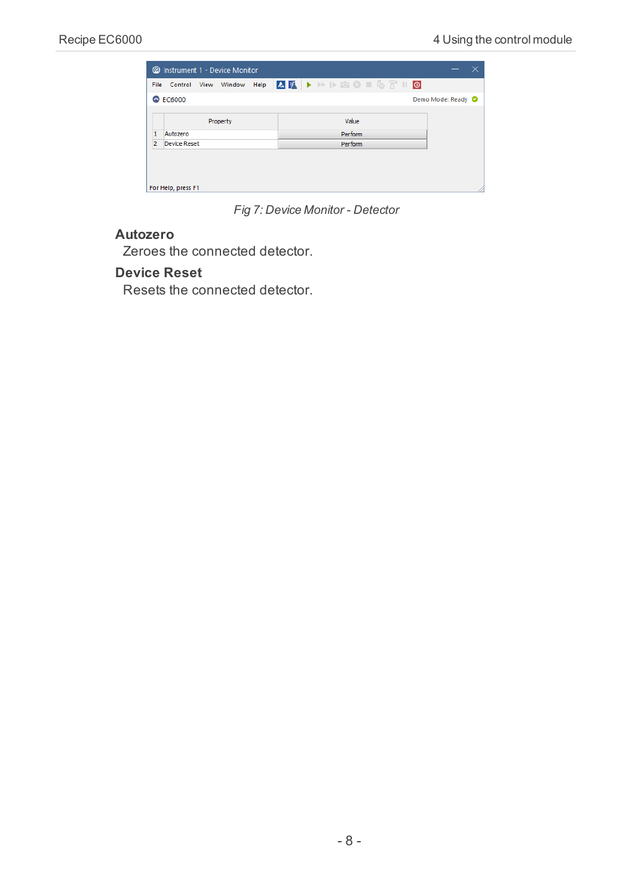Fig 7: Device Monitor - Detector

**Autozero**

Zeroes the connected detector.

**Device Reset**

Resets the connected detector.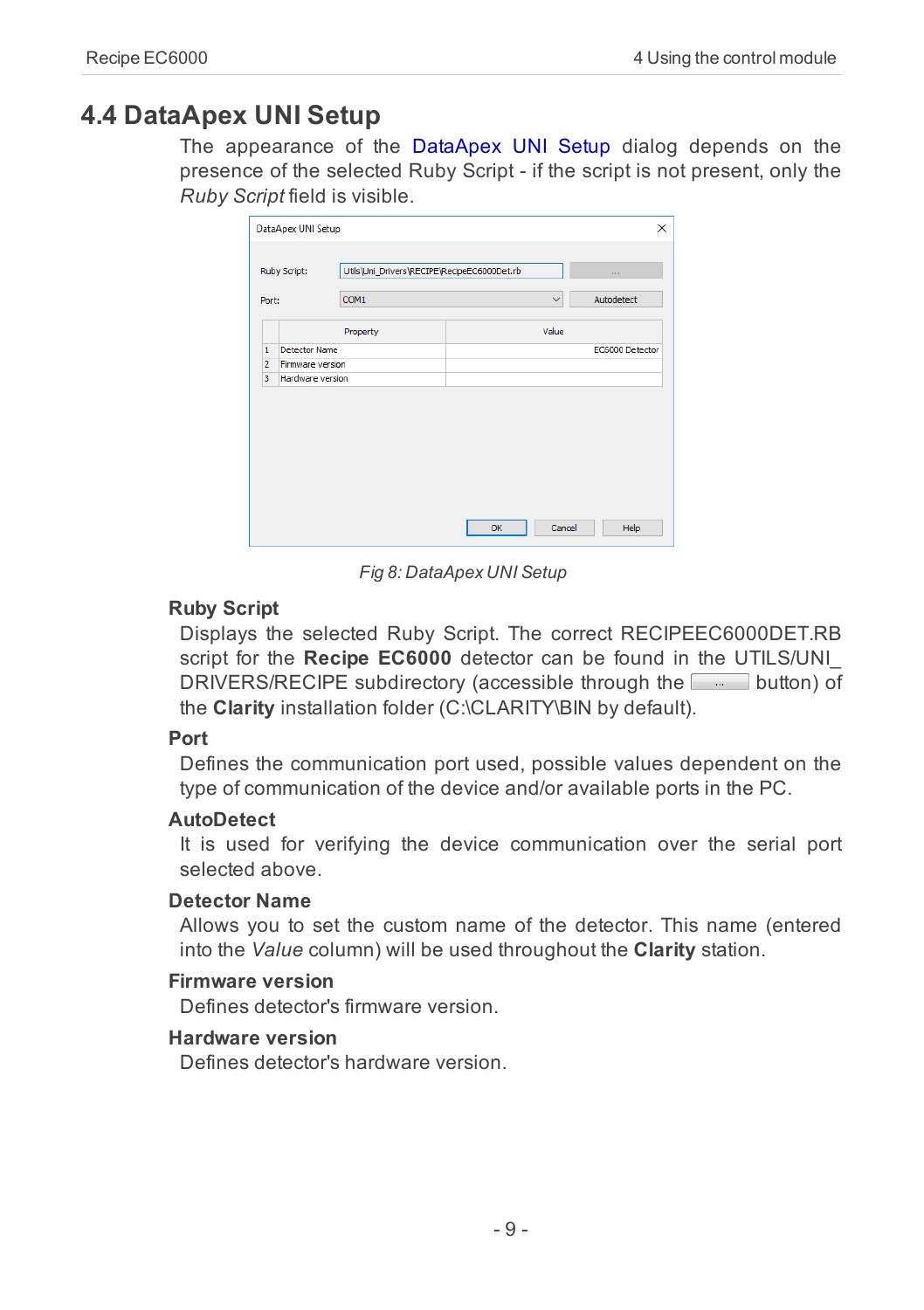## 4.4 DataApex UNI Setup

The appearance of the DataApex UNI Setup dialog depends on the presence of the selected Ruby Script - if the script is not present, only the *Ruby Script* field is visible.

*Fig 8: DataApex UNI Setup*

### Ruby Script

Displays the selected Ruby Script. The correct RECIPEEC6000DET.RB script for the **Recipe EC6000** detector can be found in the UTILS/UNI_DRIVERS/RECIPE subdirectory (accessible through the ... button) of the **Clarity** installation folder (C:\CLARITY\BIN by default).

### Port

Defines the communication port used, possible values dependent on the type of communication of the device and/or available ports in the PC.

### AutoDetect

It is used for verifying the device communication over the serial port selected above.

### Detector Name

Allows you to set the custom name of the detector. This name (entered into the *Value* column) will be used throughout the **Clarity** station.

### Firmware version

Defines detector's firmware version.

### Hardware version

Defines detector's hardware version.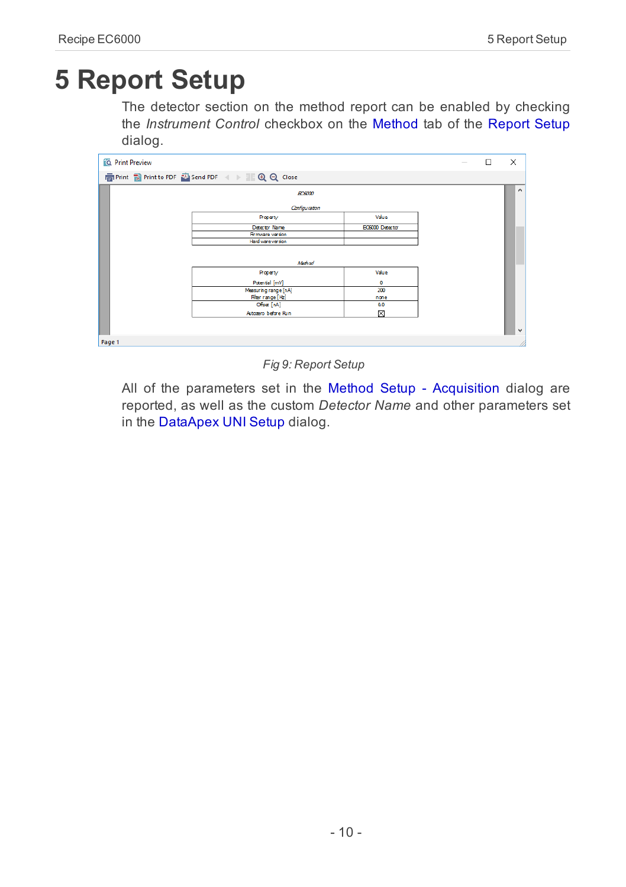# 5 Report Setup

The detector section on the method report can be enabled by checking the *Instrument Control* checkbox on the Method tab of the Report Setup dialog.

*Fig 9: Report Setup*

All of the parameters set in the Method Setup - Acquisition dialog are reported, as well as the custom *Detector Name* and other parameters set in the DataApex UNI Setup dialog.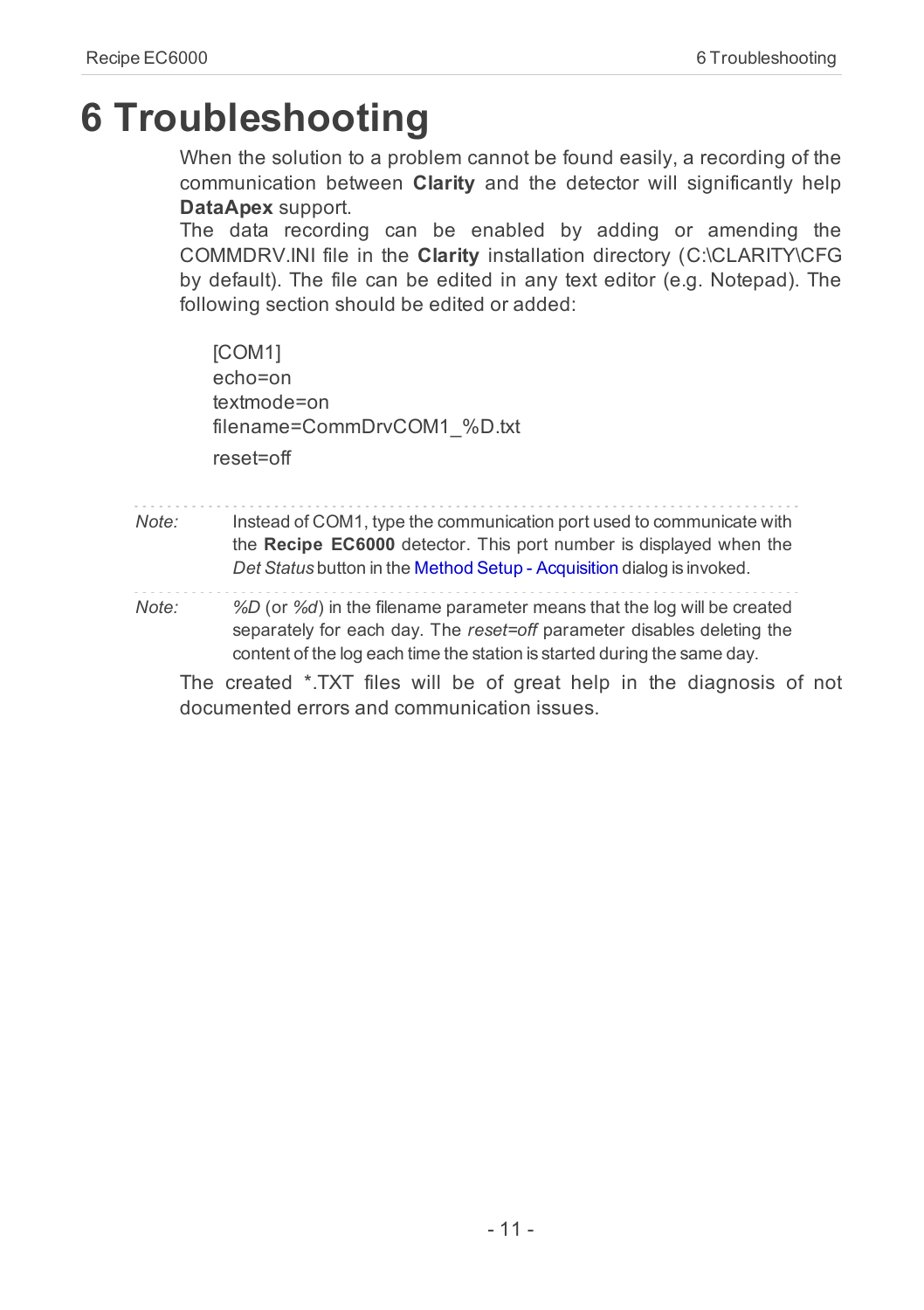# 6 Troubleshooting

When the solution to a problem cannot be found easily, a recording of the communication between **Clarity** and the detector will significantly help **DataApex** support.

The data recording can be enabled by adding or amending the COMMDRV.INI file in the **Clarity** installation directory (C:\CLARITY\CFG by default). The file can be edited in any text editor (e.g. Notepad). The following section should be edited or added:

```
[COM1]
echo=on
textmode=on
filename=CommDrvCOM1_%D.txt
reset=off
```

*Note:* Instead of COM1, type the communication port used to communicate with the **Recipe EC6000** detector. This port number is displayed when the *Det Status* button in the Method Setup - Acquisition dialog is invoked.

*Note:* *%D* (or *%d*) in the filename parameter means that the log will be created separately for each day. The *reset=off* parameter disables deleting the content of the log each time the station is started during the same day.

The created *.TXT files will be of great help in the diagnosis of not documented errors and communication issues.